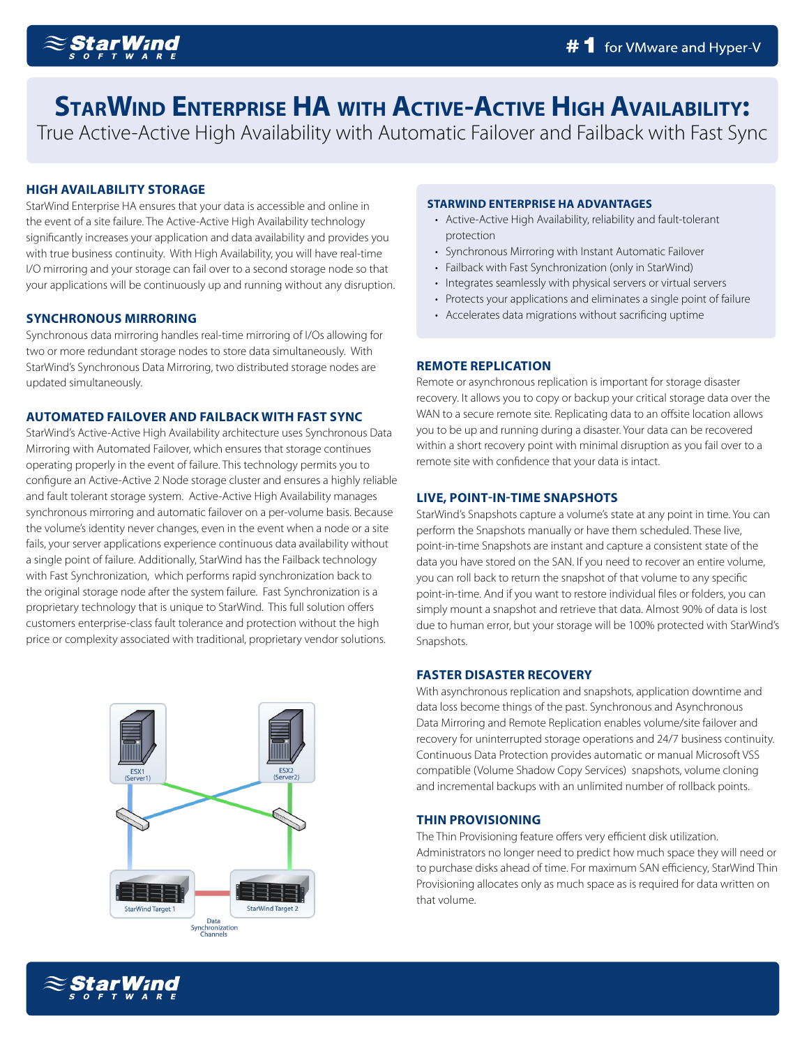# StarWind Enterprise HA with Active-Active High Availability:

True Active-Active High Availability with Automatic Failover and Failback with Fast Sync

## HIGH AVAILABILITY STORAGE

StarWind Enterprise HA ensures that your data is accessible and online in the event of a site failure. The Active-Active High Availability technology significantly increases your application and data availability and provides you with true business continuity. With High Availability, you will have real-time I/O mirroring and your storage can fail over to a second storage node so that your applications will be continuously up and running without any disruption.

## SYNCHRONOUS MIRRORING

Synchronous data mirroring handles real-time mirroring of I/Os allowing for two or more redundant storage nodes to store data simultaneously. With StarWind's Synchronous Data Mirroring, two distributed storage nodes are updated simultaneously.

## AUTOMATED FAILOVER AND FAILBACK WITH FAST SYNC

StarWind's Active-Active High Availability architecture uses Synchronous Data Mirroring with Automated Failover, which ensures that storage continues operating properly in the event of failure. This technology permits you to configure an Active-Active 2 Node storage cluster and ensures a highly reliable and fault tolerant storage system. Active-Active High Availability manages synchronous mirroring and automatic failover on a per-volume basis. Because the volume's identity never changes, even in the event when a node or a site fails, your server applications experience continuous data availability without a single point of failure. Additionally, StarWind has the Failback technology with Fast Synchronization, which performs rapid synchronization back to the original storage node after the system failure. Fast Synchronization is a proprietary technology that is unique to StarWind. This full solution offers customers enterprise-class fault tolerance and protection without the high price or complexity associated with traditional, proprietary vendor solutions.

ESX1 (Server1)

ESX2 (Server2)

StarWind Target 1

StarWind Target 2

Data Synchronization Channels

## STARWIND ENTERPRISE HA ADVANTAGES

- Active-Active High Availability, reliability and fault-tolerant protection
- Synchronous Mirroring with Instant Automatic Failover
- Failback with Fast Synchronization (only in StarWind)
- Integrates seamlessly with physical servers or virtual servers
- Protects your applications and eliminates a single point of failure
- Accelerates data migrations without sacrificing uptime

## REMOTE REPLICATION

Remote or asynchronous replication is important for storage disaster recovery. It allows you to copy or backup your critical storage data over the WAN to a secure remote site. Replicating data to an offsite location allows you to be up and running during a disaster. Your data can be recovered within a short recovery point with minimal disruption as you fail over to a remote site with confidence that your data is intact.

## LIVE, POINT-IN-TIME SNAPSHOTS

StarWind's Snapshots capture a volume's state at any point in time. You can perform the Snapshots manually or have them scheduled. These live, point-in-time Snapshots are instant and capture a consistent state of the data you have stored on the SAN. If you need to recover an entire volume, you can roll back to return the snapshot of that volume to any specific point-in-time. And if you want to restore individual files or folders, you can simply mount a snapshot and retrieve that data. Almost 90% of data is lost due to human error, but your storage will be 100% protected with StarWind's Snapshots.

## FASTER DISASTER RECOVERY

With asynchronous replication and snapshots, application downtime and data loss become things of the past. Synchronous and Asynchronous Data Mirroring and Remote Replication enables volume/site failover and recovery for uninterrupted storage operations and 24/7 business continuity. Continuous Data Protection provides automatic or manual Microsoft VSS compatible (Volume Shadow Copy Services) snapshots, volume cloning and incremental backups with an unlimited number of rollback points.

## THIN PROVISIONING

The Thin Provisioning feature offers very efficient disk utilization. Administrators no longer need to predict how much space they will need or to purchase disks ahead of time. For maximum SAN efficiency, StarWind Thin Provisioning allocates only as much space as is required for data written on that volume.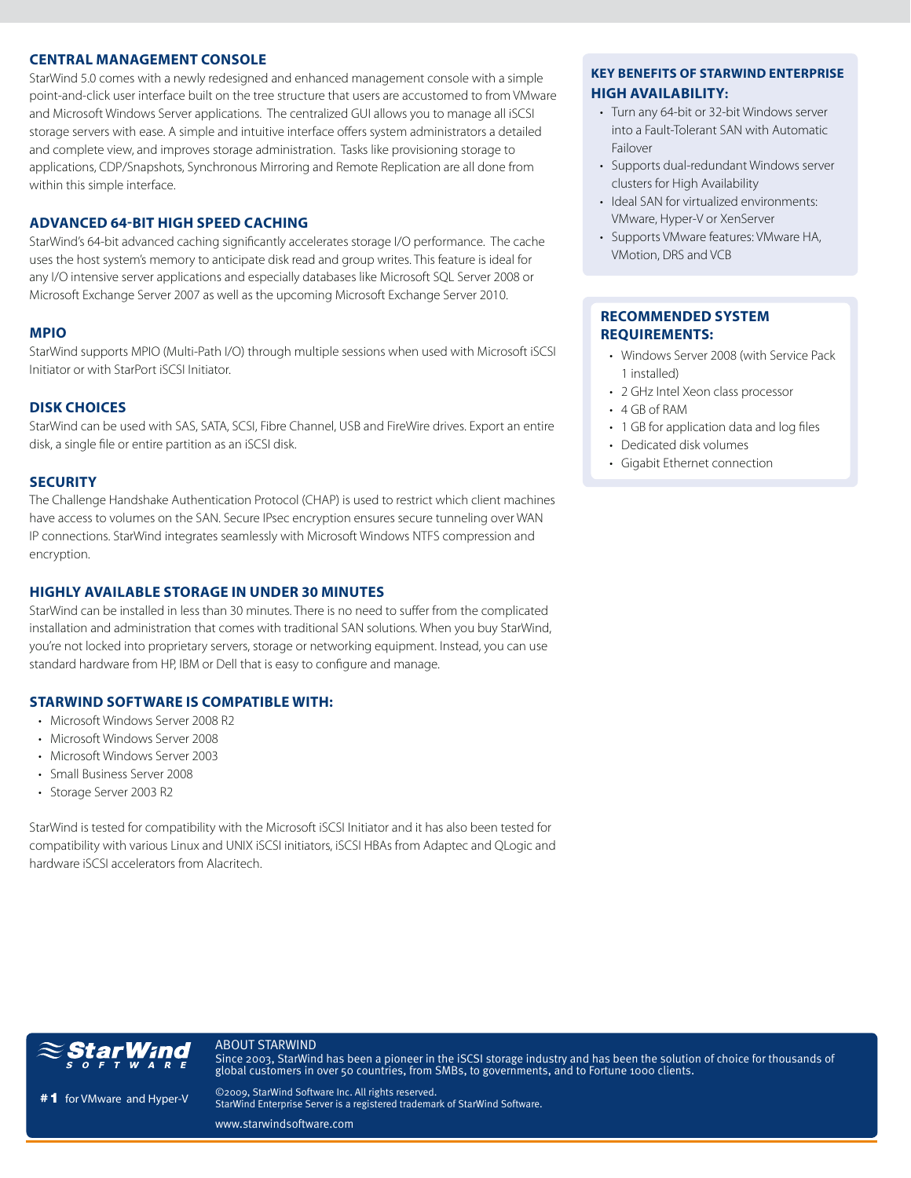## CENTRAL MANAGEMENT CONSOLE

StarWind 5.0 comes with a newly redesigned and enhanced management console with a simple point-and-click user interface built on the tree structure that users are accustomed to from VMware and Microsoft Windows Server applications. The centralized GUI allows you to manage all iSCSI storage servers with ease. A simple and intuitive interface offers system administrators a detailed and complete view, and improves storage administration. Tasks like provisioning storage to applications, CDP/Snapshots, Synchronous Mirroring and Remote Replication are all done from within this simple interface.

## ADVANCED 64-BIT HIGH SPEED CACHING

StarWind's 64-bit advanced caching significantly accelerates storage I/O performance. The cache uses the host system's memory to anticipate disk read and group writes. This feature is ideal for any I/O intensive server applications and especially databases like Microsoft SQL Server 2008 or Microsoft Exchange Server 2007 as well as the upcoming Microsoft Exchange Server 2010.

## MPIO

StarWind supports MPIO (Multi-Path I/O) through multiple sessions when used with Microsoft iSCSI Initiator or with StarPort iSCSI Initiator.

## DISK CHOICES

StarWind can be used with SAS, SATA, SCSI, Fibre Channel, USB and FireWire drives. Export an entire disk, a single file or entire partition as an iSCSI disk.

## SECURITY

The Challenge Handshake Authentication Protocol (CHAP) is used to restrict which client machines have access to volumes on the SAN. Secure IPsec encryption ensures secure tunneling over WAN IP connections. StarWind integrates seamlessly with Microsoft Windows NTFS compression and encryption.

## HIGHLY AVAILABLE STORAGE IN UNDER 30 MINUTES

StarWind can be installed in less than 30 minutes. There is no need to suffer from the complicated installation and administration that comes with traditional SAN solutions. When you buy StarWind, you're not locked into proprietary servers, storage or networking equipment. Instead, you can use standard hardware from HP, IBM or Dell that is easy to configure and manage.

## STARWIND SOFTWARE IS COMPATIBLE WITH:

- Microsoft Windows Server 2008 R2
- Microsoft Windows Server 2008
- Microsoft Windows Server 2003
- Small Business Server 2008
- Storage Server 2003 R2

StarWind is tested for compatibility with the Microsoft iSCSI Initiator and it has also been tested for compatibility with various Linux and UNIX iSCSI initiators, iSCSI HBAs from Adaptec and QLogic and hardware iSCSI accelerators from Alacritech.

## KEY BENEFITS OF STARWIND ENTERPRISE HIGH AVAILABILITY:

- Turn any 64-bit or 32-bit Windows server into a Fault-Tolerant SAN with Automatic Failover
- Supports dual-redundant Windows server clusters for High Availability
- Ideal SAN for virtualized environments: VMware, Hyper-V or XenServer
- Supports VMware features: VMware HA, VMotion, DRS and VCB

## RECOMMENDED SYSTEM REQUIREMENTS:

- Windows Server 2008 (with Service Pack 1 installed)
- 2 GHz Intel Xeon class processor
- 4 GB of RAM
- 1 GB for application data and log files
- Dedicated disk volumes
- Gigabit Ethernet connection

StarWind SOFTWARE

#1 for VMware and Hyper-V

ABOUT STARWIND

Since 2003, StarWind has been a pioneer in the iSCSI storage industry and has been the solution of choice for thousands of global customers in over 50 countries, from SMBs, to governments, and to Fortune 1000 clients.

©2009, StarWind Software Inc. All rights reserved.
StarWind Enterprise Server is a registered trademark of StarWind Software.

www.starwindsoftware.com